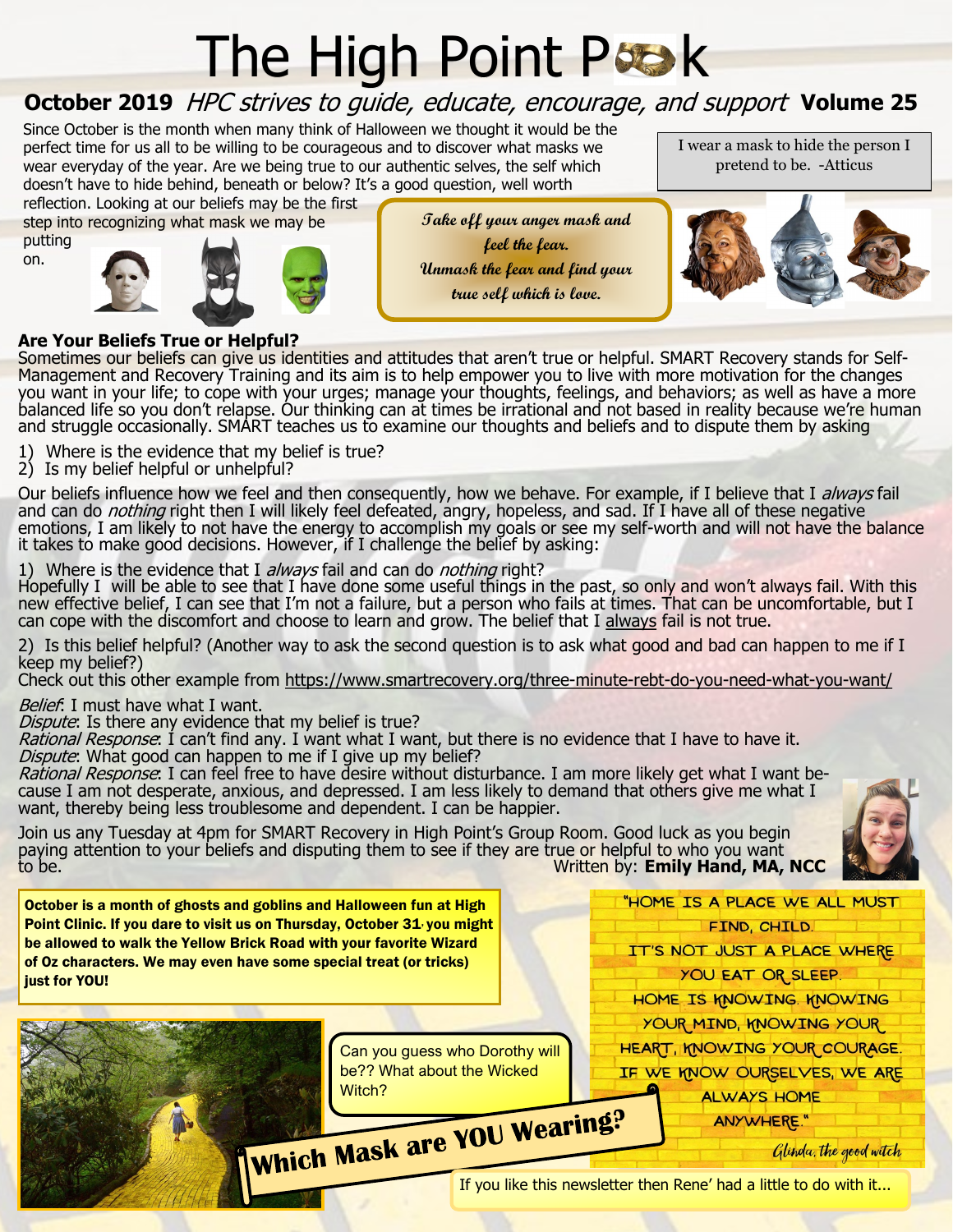# The High Point Peek

**October 2019** *HPC strives to guide, educate, encourage, and support* **Volume 25**

Since October is the month when many think of Halloween we thought it would be the perfect time for us all to be willing to be courageous and to discover what masks we wear everyday of the year. Are we being true to our authentic selves, the self which doesn't have to hide behind, beneath or below? It's a good question, well worth reflection. Looking at our beliefs may be the first step into recognizing what mask we may be putting on.

> I wear a mask to hide the person I pretend to be. -Atticus

*Take off your anger mask and feel the fear. Unmask the fear and find your true self which is love.*

### Are Your Beliefs True or Helpful?

Sometimes our beliefs can give us identities and attitudes that aren't true or helpful. SMART Recovery stands for Self-Management and Recovery Training and its aim is to help empower you to live with more motivation for the changes you want in your life; to cope with your urges; manage your thoughts, feelings, and behaviors; as well as have a more balanced life so you don't relapse. Our thinking can at times be irrational and not based in reality because we're human and struggle occasionally. SMART teaches us to examine our thoughts and beliefs and to dispute them by asking

1) Where is the evidence that my belief is true?
2) Is my belief helpful or unhelpful?

Our beliefs influence how we feel and then consequently, how we behave. For example, if I believe that I *always* fail and can do *nothing* right then I will likely feel defeated, angry, hopeless, and sad. If I have all of these negative emotions, I am likely to not have the energy to accomplish my goals or see my self-worth and will not have the balance it takes to make good decisions. However, if I challenge the belief by asking:

1) Where is the evidence that I *always* fail and can do *nothing* right?

Hopefully I will be able to see that I have done some useful things in the past, so only and won't always fail. With this new effective belief, I can see that I'm not a failure, but a person who fails at times. That can be uncomfortable, but I can cope with the discomfort and choose to learn and grow. The belief that I always fail is not true.

2) Is this belief helpful? (Another way to ask the second question is to ask what good and bad can happen to me if I keep my belief?)

Check out this other example from https://www.smartrecovery.org/three-minute-rebt-do-you-need-what-you-want/

*Belief*: I must have what I want.
*Dispute*: Is there any evidence that my belief is true?
*Rational Response*: I can't find any. I want what I want, but there is no evidence that I have to have it.
*Dispute*: What good can happen to me if I give up my belief?
*Rational Response*: I can feel free to have desire without disturbance. I am more likely get what I want because I am not desperate, anxious, and depressed. I am less likely to demand that others give me what I want, thereby being less troublesome and dependent. I can be happier.

Join us any Tuesday at 4pm for SMART Recovery in High Point's Group Room. Good luck as you begin paying attention to your beliefs and disputing them to see if they are true or helpful to who you want to be.

Written by: **Emily Hand, MA, NCC**

**October is a month of ghosts and goblins and Halloween fun at High Point Clinic. If you dare to visit us on Thursday, October 31, you might be allowed to walk the Yellow Brick Road with your favorite Wizard of Oz characters. We may even have some special treat (or tricks) just for YOU!**

Can you guess who Dorothy will be?? What about the Wicked Witch?

**Which Mask are YOU Wearing?**

> "HOME IS A PLACE WE ALL MUST FIND, CHILD. IT'S NOT JUST A PLACE WHERE YOU EAT OR SLEEP. HOME IS KNOWING. KNOWING YOUR MIND, KNOWING YOUR HEART, KNOWING YOUR COURAGE. IF WE KNOW OURSELVES, WE ARE ALWAYS HOME ANYWHERE."
>
> *Glinda, the good witch*

If you like this newsletter then Rene' had a little to do with it...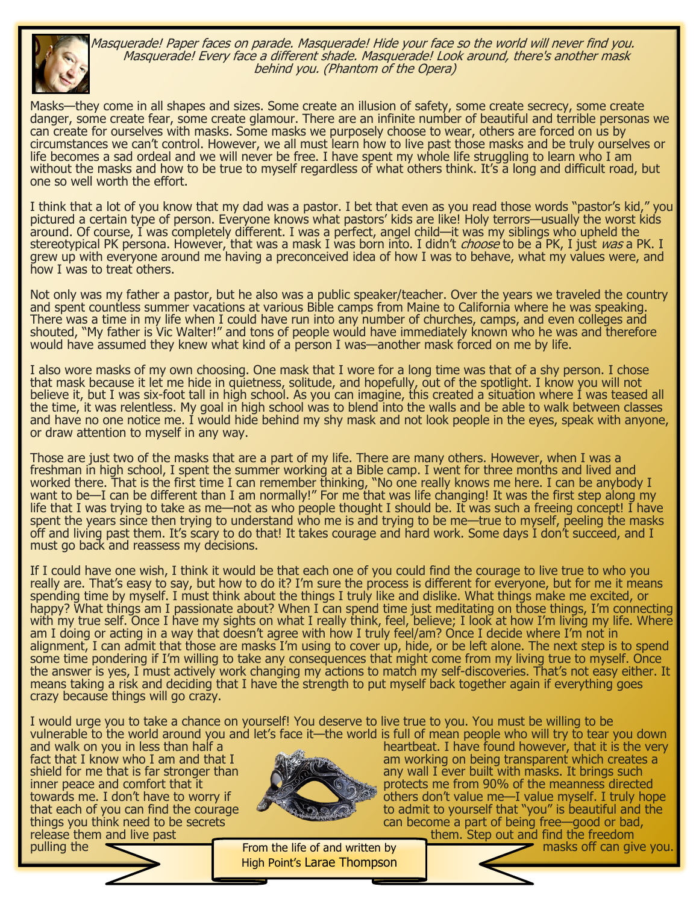*Masquerade! Paper faces on parade. Masquerade! Hide your face so the world will never find you. Masquerade! Every face a different shade. Masquerade! Look around, there's another mask behind you. (Phantom of the Opera)*

Masks—they come in all shapes and sizes. Some create an illusion of safety, some create secrecy, some create danger, some create fear, some create glamour. There are an infinite number of beautiful and terrible personas we can create for ourselves with masks. Some masks we purposely choose to wear, others are forced on us by circumstances we can't control. However, we all must learn how to live past those masks and be truly ourselves or life becomes a sad ordeal and we will never be free. I have spent my whole life struggling to learn who I am without the masks and how to be true to myself regardless of what others think. It's a long and difficult road, but one so well worth the effort.

I think that a lot of you know that my dad was a pastor. I bet that even as you read those words "pastor's kid," you pictured a certain type of person. Everyone knows what pastors' kids are like! Holy terrors—usually the worst kids around. Of course, I was completely different. I was a perfect, angel child—it was my siblings who upheld the stereotypical PK persona. However, that was a mask I was born into. I didn't *choose* to be a PK, I just *was* a PK. I grew up with everyone around me having a preconceived idea of how I was to behave, what my values were, and how I was to treat others.

Not only was my father a pastor, but he also was a public speaker/teacher. Over the years we traveled the country and spent countless summer vacations at various Bible camps from Maine to California where he was speaking. There was a time in my life when I could have run into any number of churches, camps, and even colleges and shouted, "My father is Vic Walter!" and tons of people would have immediately known who he was and therefore would have assumed they knew what kind of a person I was—another mask forced on me by life.

I also wore masks of my own choosing. One mask that I wore for a long time was that of a shy person. I chose that mask because it let me hide in quietness, solitude, and hopefully, out of the spotlight. I know you will not believe it, but I was six-foot tall in high school. As you can imagine, this created a situation where I was teased all the time, it was relentless. My goal in high school was to blend into the walls and be able to walk between classes and have no one notice me. I would hide behind my shy mask and not look people in the eyes, speak with anyone, or draw attention to myself in any way.

Those are just two of the masks that are a part of my life. There are many others. However, when I was a freshman in high school, I spent the summer working at a Bible camp. I went for three months and lived and worked there. That is the first time I can remember thinking, "No one really knows me here. I can be anybody I want to be—I can be different than I am normally!" For me that was life changing! It was the first step along my life that I was trying to take as me—not as who people thought I should be. It was such a freeing concept! I have spent the years since then trying to understand who me is and trying to be me—true to myself, peeling the masks off and living past them. It's scary to do that! It takes courage and hard work. Some days I don't succeed, and I must go back and reassess my decisions.

If I could have one wish, I think it would be that each one of you could find the courage to live true to who you really are. That's easy to say, but how to do it? I'm sure the process is different for everyone, but for me it means spending time by myself. I must think about the things I truly like and dislike. What things make me excited, or happy? What things am I passionate about? When I can spend time just meditating on those things, I'm connecting with my true self. Once I have my sights on what I really think, feel, believe; I look at how I'm living my life. Where am I doing or acting in a way that doesn't agree with how I truly feel/am? Once I decide where I'm not in alignment, I can admit that those are masks I'm using to cover up, hide, or be left alone. The next step is to spend some time pondering if I'm willing to take any consequences that might come from my living true to myself. Once the answer is yes, I must actively work changing my actions to match my self-discoveries. That's not easy either. It means taking a risk and deciding that I have the strength to put myself back together again if everything goes crazy because things will go crazy.

I would urge you to take a chance on yourself! You deserve to live true to you. You must be willing to be vulnerable to the world around you and let's face it—the world is full of mean people who will try to tear you down and walk on you in less than half a heartbeat. I have found however, that it is the very fact that I know who I am and that I am working on being transparent which creates a shield for me that is far stronger than any wall I ever built with masks. It brings such inner peace and comfort that it protects me from 90% of the meanness directed towards me. I don't have to worry if others don't value me—I value myself. I truly hope that each of you can find the courage to admit to yourself that "you" is beautiful and the things you think need to be secrets can become a part of being free—good or bad, release them and live past them. Step out and find the freedom pulling the masks off can give you.

From the life of and written by
High Point's Larae Thompson